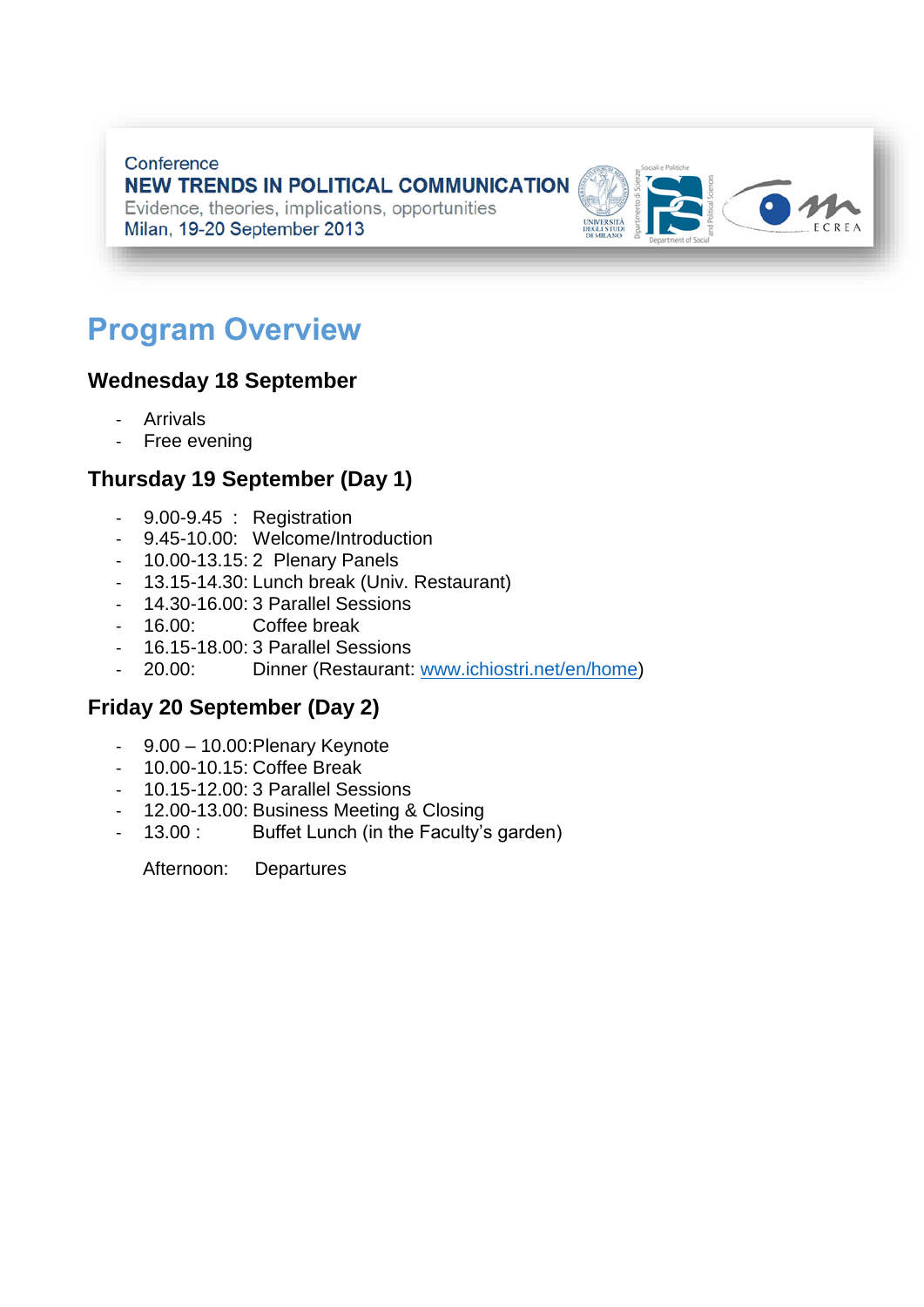Conference

**NEW TRENDS IN POLITICAL COMMUNICATION**

Evidence, theories, implications, opportunities

Milan, 19-20 September 2013

# Program Overview

## Wednesday 18 September

- Arrivals
- Free evening

## Thursday 19 September (Day 1)

- 9.00-9.45 : Registration
- 9.45-10.00: Welcome/Introduction
- 10.00-13.15: 2 Plenary Panels
- 13.15-14.30: Lunch break (Univ. Restaurant)
- 14.30-16.00: 3 Parallel Sessions
- 16.00: Coffee break
- 16.15-18.00: 3 Parallel Sessions
- 20.00: Dinner (Restaurant: www.ichiostri.net/en/home)

## Friday 20 September (Day 2)

- 9.00 – 10.00:Plenary Keynote
- 10.00-10.15: Coffee Break
- 10.15-12.00: 3 Parallel Sessions
- 12.00-13.00: Business Meeting & Closing
- 13.00 : Buffet Lunch (in the Faculty's garden)

Afternoon: Departures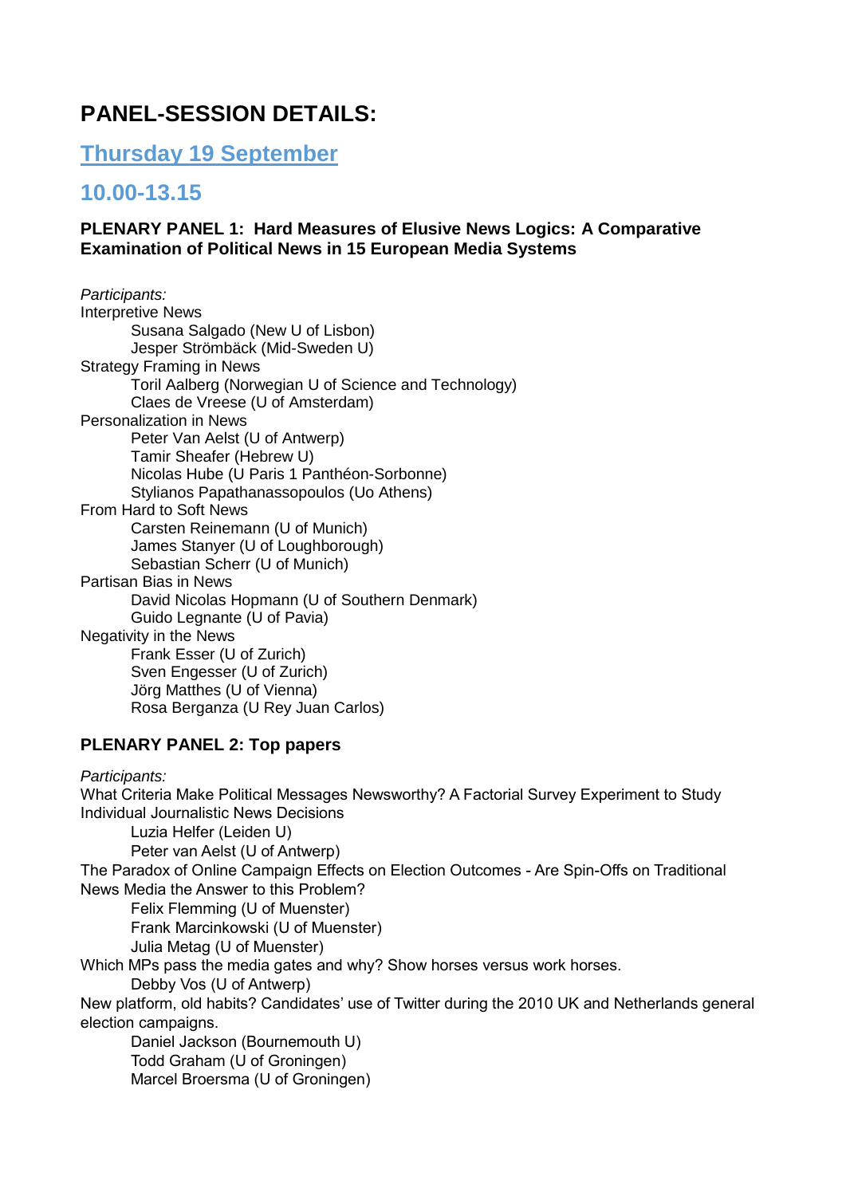# PANEL-SESSION DETAILS:

## Thursday 19 September

## 10.00-13.15

### PLENARY PANEL 1: Hard Measures of Elusive News Logics: A Comparative Examination of Political News in 15 European Media Systems

*Participants:*

Interpretive News
- Susana Salgado (New U of Lisbon)
- Jesper Strömbäck (Mid-Sweden U)

Strategy Framing in News
- Toril Aalberg (Norwegian U of Science and Technology)
- Claes de Vreese (U of Amsterdam)

Personalization in News
- Peter Van Aelst (U of Antwerp)
- Tamir Sheafer (Hebrew U)
- Nicolas Hube (U Paris 1 Panthéon-Sorbonne)
- Stylianos Papathanassopoulos (Uo Athens)

From Hard to Soft News
- Carsten Reinemann (U of Munich)
- James Stanyer (U of Loughborough)
- Sebastian Scherr (U of Munich)

Partisan Bias in News
- David Nicolas Hopmann (U of Southern Denmark)
- Guido Legnante (U of Pavia)

Negativity in the News
- Frank Esser (U of Zurich)
- Sven Engesser (U of Zurich)
- Jörg Matthes (U of Vienna)
- Rosa Berganza (U Rey Juan Carlos)

### PLENARY PANEL 2: Top papers

*Participants:*

What Criteria Make Political Messages Newsworthy? A Factorial Survey Experiment to Study Individual Journalistic News Decisions
- Luzia Helfer (Leiden U)
- Peter van Aelst (U of Antwerp)

The Paradox of Online Campaign Effects on Election Outcomes - Are Spin-Offs on Traditional News Media the Answer to this Problem?
- Felix Flemming (U of Muenster)
- Frank Marcinkowski (U of Muenster)
- Julia Metag (U of Muenster)

Which MPs pass the media gates and why? Show horses versus work horses.
- Debby Vos (U of Antwerp)

New platform, old habits? Candidates' use of Twitter during the 2010 UK and Netherlands general election campaigns.
- Daniel Jackson (Bournemouth U)
- Todd Graham (U of Groningen)
- Marcel Broersma (U of Groningen)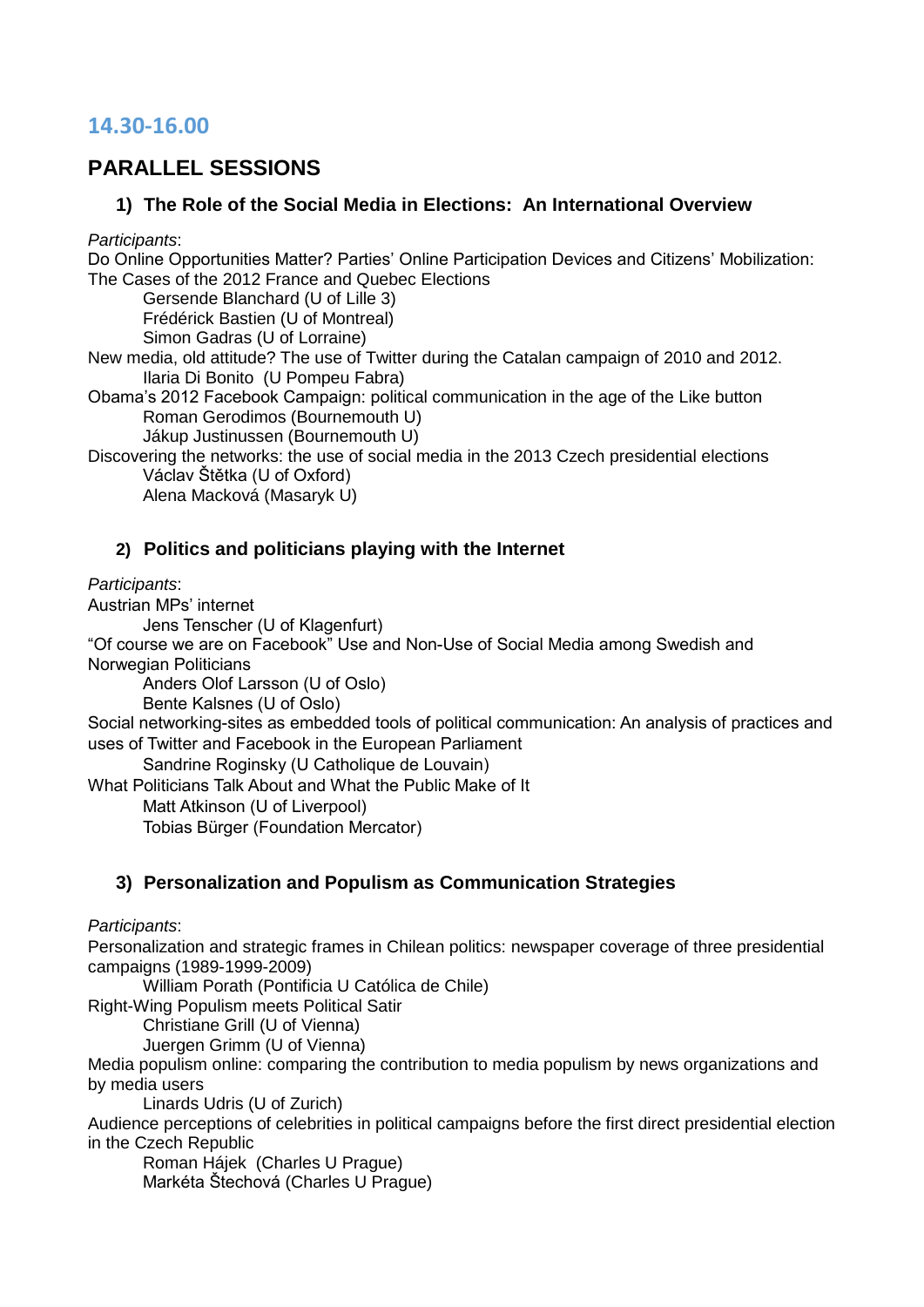## 14.30-16.00

# PARALLEL SESSIONS

### 1) The Role of the Social Media in Elections: An International Overview

*Participants*:

Do Online Opportunities Matter? Parties' Online Participation Devices and Citizens' Mobilization: The Cases of the 2012 France and Quebec Elections

Gersende Blanchard (U of Lille 3)
Frédérick Bastien (U of Montreal)
Simon Gadras (U of Lorraine)

New media, old attitude? The use of Twitter during the Catalan campaign of 2010 and 2012.

Ilaria Di Bonito (U Pompeu Fabra)

Obama's 2012 Facebook Campaign: political communication in the age of the Like button

Roman Gerodimos (Bournemouth U)
Jákup Justinussen (Bournemouth U)

Discovering the networks: the use of social media in the 2013 Czech presidential elections

Václav Štětka (U of Oxford)
Alena Macková (Masaryk U)

### 2) Politics and politicians playing with the Internet

*Participants*:

Austrian MPs' internet

Jens Tenscher (U of Klagenfurt)

"Of course we are on Facebook" Use and Non-Use of Social Media among Swedish and Norwegian Politicians

Anders Olof Larsson (U of Oslo)
Bente Kalsnes (U of Oslo)

Social networking-sites as embedded tools of political communication: An analysis of practices and uses of Twitter and Facebook in the European Parliament

Sandrine Roginsky (U Catholique de Louvain)

What Politicians Talk About and What the Public Make of It

Matt Atkinson (U of Liverpool)
Tobias Bürger (Foundation Mercator)

### 3) Personalization and Populism as Communication Strategies

*Participants*:

Personalization and strategic frames in Chilean politics: newspaper coverage of three presidential campaigns (1989-1999-2009)

William Porath (Pontificia U Católica de Chile)

Right-Wing Populism meets Political Satir

Christiane Grill (U of Vienna)
Juergen Grimm (U of Vienna)

Media populism online: comparing the contribution to media populism by news organizations and by media users

Linards Udris (U of Zurich)

Audience perceptions of celebrities in political campaigns before the first direct presidential election in the Czech Republic

Roman Hájek (Charles U Prague)
Markéta Štechová (Charles U Prague)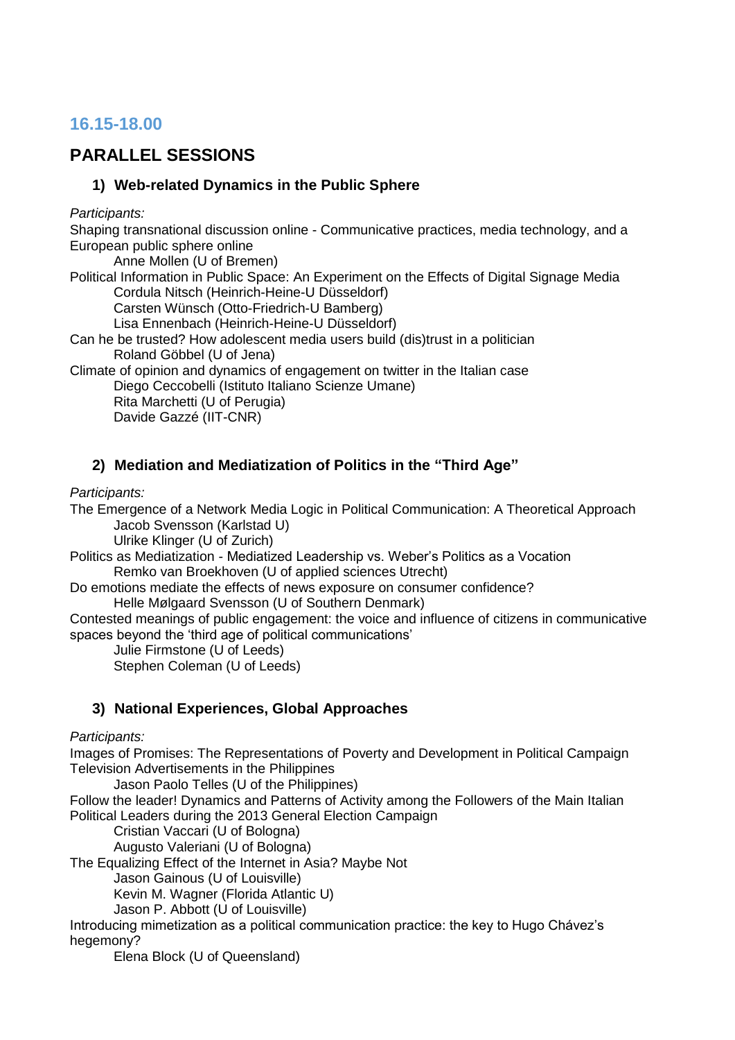## 16.15-18.00

## PARALLEL SESSIONS

### 1) Web-related Dynamics in the Public Sphere

*Participants:*

Shaping transnational discussion online - Communicative practices, media technology, and a European public sphere online
  Anne Mollen (U of Bremen)

Political Information in Public Space: An Experiment on the Effects of Digital Signage Media
  Cordula Nitsch (Heinrich-Heine-U Düsseldorf)
  Carsten Wünsch (Otto-Friedrich-U Bamberg)
  Lisa Ennenbach (Heinrich-Heine-U Düsseldorf)

Can he be trusted? How adolescent media users build (dis)trust in a politician
  Roland Göbbel (U of Jena)

Climate of opinion and dynamics of engagement on twitter in the Italian case
  Diego Ceccobelli (Istituto Italiano Scienze Umane)
  Rita Marchetti (U of Perugia)
  Davide Gazzé (IIT-CNR)

### 2) Mediation and Mediatization of Politics in the "Third Age"

*Participants:*

The Emergence of a Network Media Logic in Political Communication: A Theoretical Approach
  Jacob Svensson (Karlstad U)
  Ulrike Klinger (U of Zurich)

Politics as Mediatization - Mediatized Leadership vs. Weber's Politics as a Vocation
  Remko van Broekhoven (U of applied sciences Utrecht)

Do emotions mediate the effects of news exposure on consumer confidence?
  Helle Mølgaard Svensson (U of Southern Denmark)

Contested meanings of public engagement: the voice and influence of citizens in communicative spaces beyond the 'third age of political communications'
  Julie Firmstone (U of Leeds)
  Stephen Coleman (U of Leeds)

### 3) National Experiences, Global Approaches

*Participants:*

Images of Promises: The Representations of Poverty and Development in Political Campaign Television Advertisements in the Philippines
  Jason Paolo Telles (U of the Philippines)

Follow the leader! Dynamics and Patterns of Activity among the Followers of the Main Italian Political Leaders during the 2013 General Election Campaign
  Cristian Vaccari (U of Bologna)
  Augusto Valeriani (U of Bologna)

The Equalizing Effect of the Internet in Asia? Maybe Not
  Jason Gainous (U of Louisville)
  Kevin M. Wagner (Florida Atlantic U)
  Jason P. Abbott (U of Louisville)

Introducing mimetization as a political communication practice: the key to Hugo Chávez's hegemony?
  Elena Block (U of Queensland)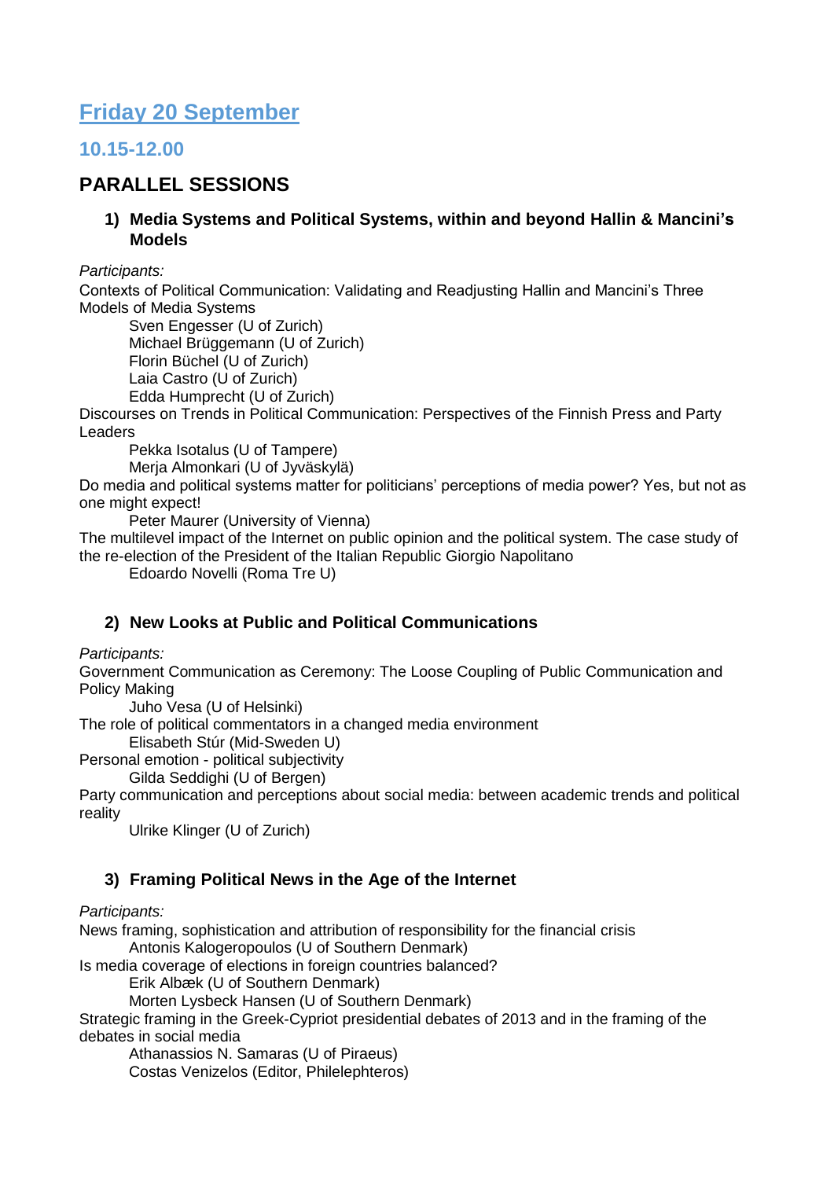## Friday 20 September

### 10.15-12.00

### PARALLEL SESSIONS

1) **Media Systems and Political Systems, within and beyond Hallin & Mancini's Models**

*Participants:*

Contexts of Political Communication: Validating and Readjusting Hallin and Mancini's Three Models of Media Systems

Sven Engesser (U of Zurich)
Michael Brüggemann (U of Zurich)
Florin Büchel (U of Zurich)
Laia Castro (U of Zurich)
Edda Humprecht (U of Zurich)

Discourses on Trends in Political Communication: Perspectives of the Finnish Press and Party Leaders

Pekka Isotalus (U of Tampere)
Merja Almonkari (U of Jyväskylä)

Do media and political systems matter for politicians' perceptions of media power? Yes, but not as one might expect!

Peter Maurer (University of Vienna)

The multilevel impact of the Internet on public opinion and the political system. The case study of the re-election of the President of the Italian Republic Giorgio Napolitano

Edoardo Novelli (Roma Tre U)

2) **New Looks at Public and Political Communications**

*Participants:*

Government Communication as Ceremony: The Loose Coupling of Public Communication and Policy Making

Juho Vesa (U of Helsinki)

The role of political commentators in a changed media environment

Elisabeth Stúr (Mid-Sweden U)

Personal emotion - political subjectivity

Gilda Seddighi (U of Bergen)

Party communication and perceptions about social media: between academic trends and political reality

Ulrike Klinger (U of Zurich)

3) **Framing Political News in the Age of the Internet**

*Participants:*

News framing, sophistication and attribution of responsibility for the financial crisis

Antonis Kalogeropoulos (U of Southern Denmark)

Is media coverage of elections in foreign countries balanced?

Erik Albæk (U of Southern Denmark)
Morten Lysbeck Hansen (U of Southern Denmark)

Strategic framing in the Greek-Cypriot presidential debates of 2013 and in the framing of the debates in social media

Athanassios N. Samaras (U of Piraeus)
Costas Venizelos (Editor, Philelephteros)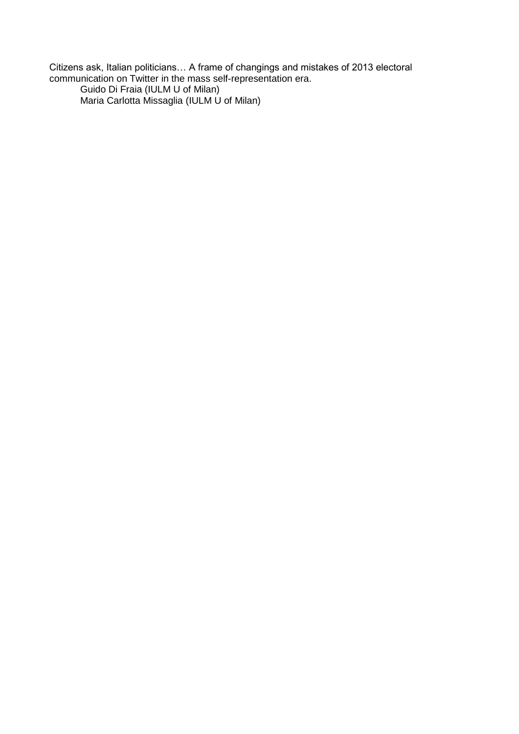Citizens ask, Italian politicians… A frame of changings and mistakes of 2013 electoral communication on Twitter in the mass self-representation era.

Guido Di Fraia (IULM U of Milan)

Maria Carlotta Missaglia (IULM U of Milan)